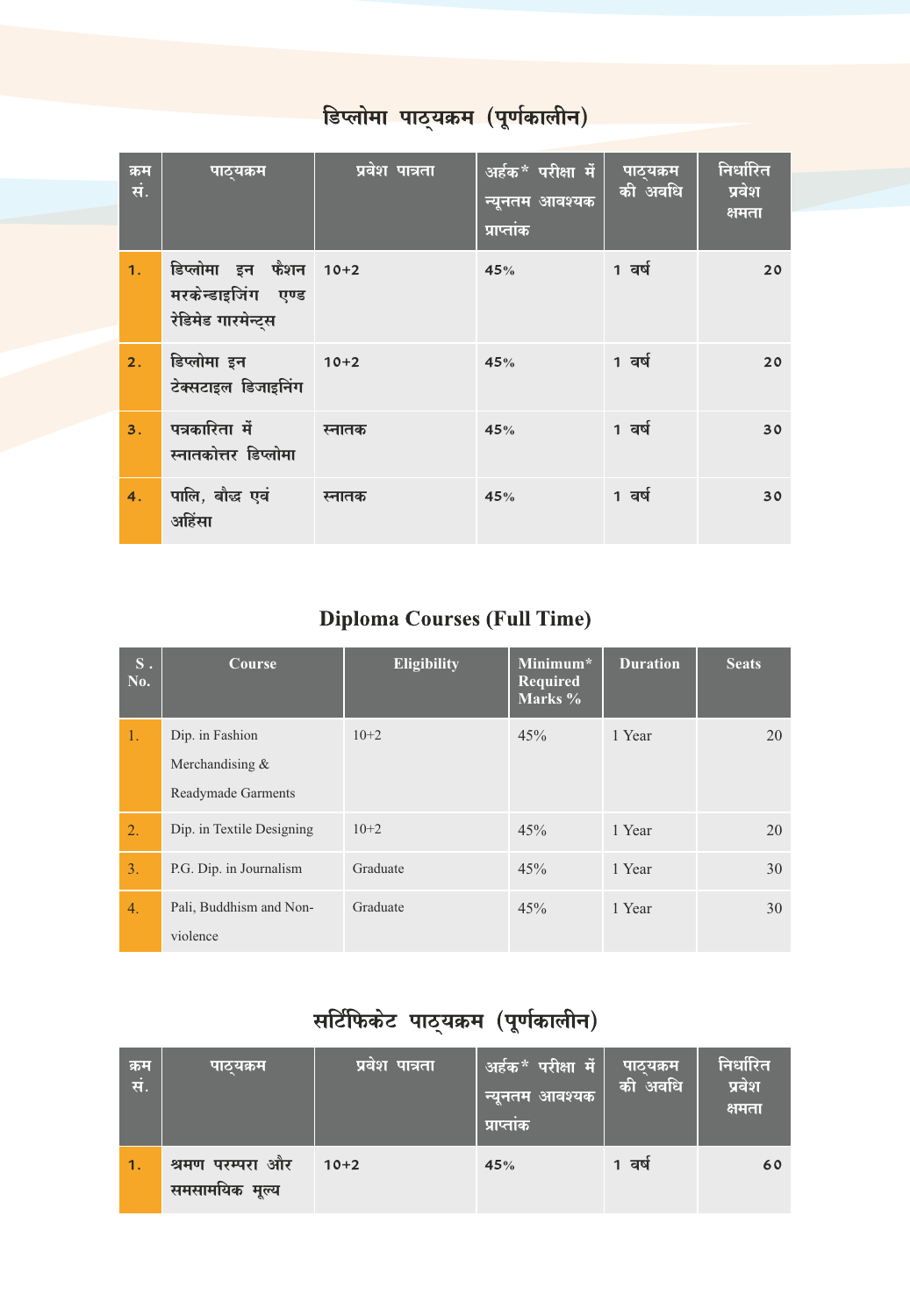## डिप्लोमा पाठ्यक्रम (पूर्णकालीन)

| क्रम सं. | पाठ्यक्रम | प्रवेश पात्रता | अर्हक* परीक्षा में न्यूनतम आवश्यक प्राप्तांक | पाठ्यक्रम की अवधि | निर्धारित प्रवेश क्षमता |
|---|---|---|---|---|---|
| 1. | डिप्लोमा इन फैशन मरकेन्डाइजिंग एण्ड रेडिमेड गारमेन्ट्स | 10+2 | 45% | 1 वर्ष | 20 |
| 2. | डिप्लोमा इन टेक्सटाइल डिजाइनिंग | 10+2 | 45% | 1 वर्ष | 20 |
| 3. | पत्रकारिता में स्नातकोत्तर डिप्लोमा | स्नातक | 45% | 1 वर्ष | 30 |
| 4. | पालि, बौद्ध एवं अहिंसा | स्नातक | 45% | 1 वर्ष | 30 |

## Diploma Courses (Full Time)

| S. No. | Course | Eligibility | Minimum* Required Marks % | Duration | Seats |
|---|---|---|---|---|---|
| 1. | Dip. in Fashion Merchandising & Readymade Garments | 10+2 | 45% | 1 Year | 20 |
| 2. | Dip. in Textile Designing | 10+2 | 45% | 1 Year | 20 |
| 3. | P.G. Dip. in Journalism | Graduate | 45% | 1 Year | 30 |
| 4. | Pali, Buddhism and Non-violence | Graduate | 45% | 1 Year | 30 |

## सर्टिफिकेट पाठ्यक्रम (पूर्णकालीन)

| क्रम सं. | पाठ्यक्रम | प्रवेश पात्रता | अर्हक* परीक्षा में न्यूनतम आवश्यक प्राप्तांक | पाठ्यक्रम की अवधि | निर्धारित प्रवेश क्षमता |
|---|---|---|---|---|---|
| 1. | श्रमण परम्परा और समसामयिक मूल्य | 10+2 | 45% | 1 वर्ष | 60 |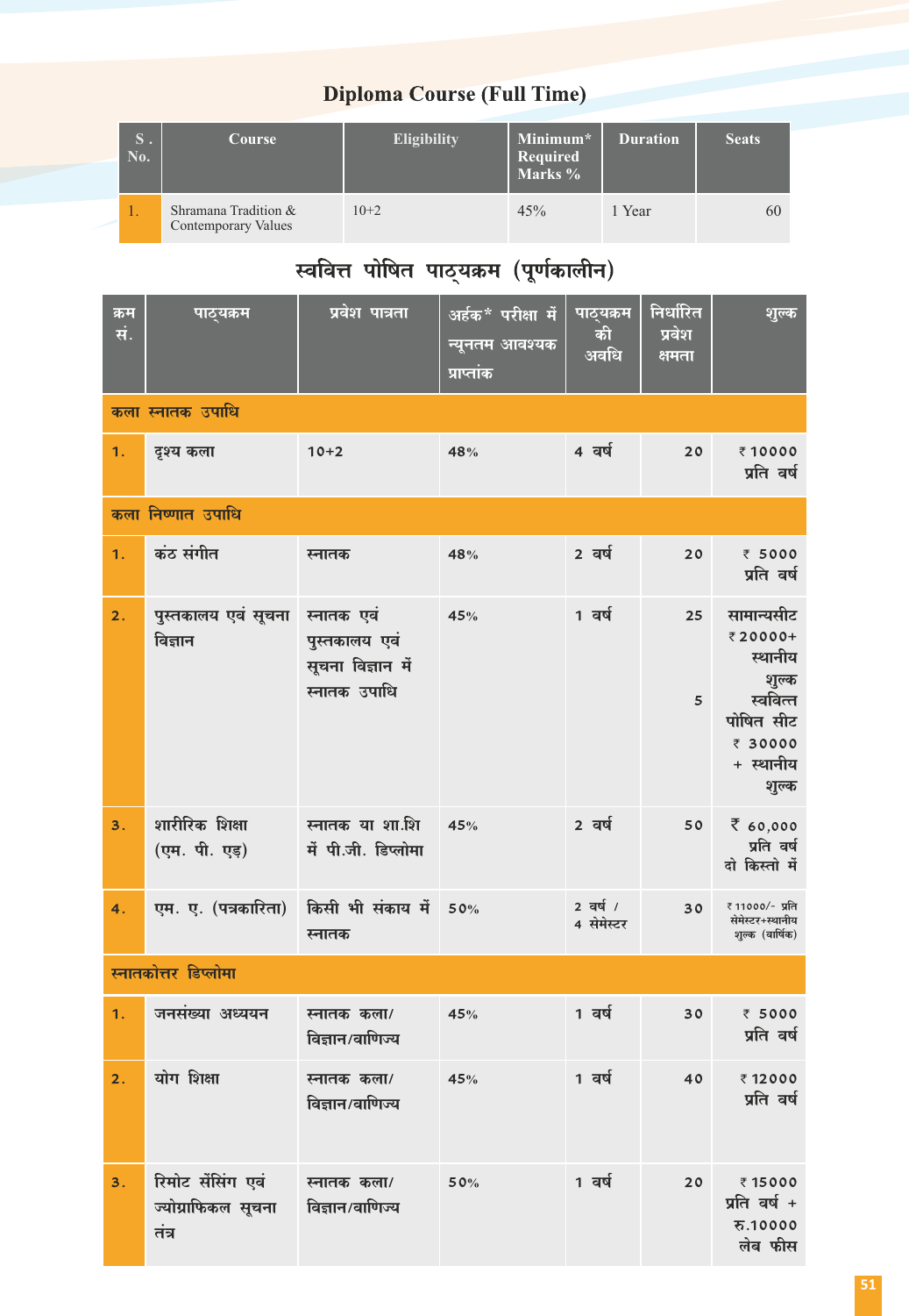## Diploma Course (Full Time)

| S. No. | Course | Eligibility | Minimum* Required Marks % | Duration | Seats |
|---|---|---|---|---|---|
| 1. | Shramana Tradition & Contemporary Values | 10+2 | 45% | 1 Year | 60 |

## स्ववित्त पोषित पाठ्यक्रम (पूर्णकालीन)

| क्रम सं. | पाठ्यक्रम | प्रवेश पात्रता | अर्हक* परीक्षा में न्यूनतम आवश्यक प्राप्तांक | पाठ्यक्रम की अवधि | निर्धारित प्रवेश क्षमता | शुल्क |
|---|---|---|---|---|---|---|
| **कला स्नातक उपाधि** | | | | | | |
| 1. | दृश्य कला | 10+2 | 48% | 4 वर्ष | 20 | ₹ 10000 प्रति वर्ष |
| **कला निष्णात उपाधि** | | | | | | |
| 1. | कंठ संगीत | स्नातक | 48% | 2 वर्ष | 20 | ₹ 5000 प्रति वर्ष |
| 2. | पुस्तकालय एवं सूचना विज्ञान | स्नातक एवं पुस्तकालय एवं सूचना विज्ञान में स्नातक उपाधि | 45% | 1 वर्ष | 25<br>5 | सामान्यसीट ₹ 20000+ स्थानीय शुल्क<br>स्ववित्त पोषित सीट ₹ 30000 + स्थानीय शुल्क |
| 3. | शारीरिक शिक्षा (एम. पी. एड़) | स्नातक या शा.शि में पी.जी. डिप्लोमा | 45% | 2 वर्ष | 50 | ₹ 60,000 प्रति वर्ष दो किस्तो में |
| 4. | एम. ए. (पत्रकारिता) | किसी भी संकाय में स्नातक | 50% | 2 वर्ष / 4 सेमेस्टर | 30 | ₹ 11000/- प्रति सेमेस्टर+स्थानीय शुल्क (वार्षिक) |
| **स्नातकोत्तर डिप्लोमा** | | | | | | |
| 1. | जनसंख्या अध्ययन | स्नातक कला/विज्ञान/वाणिज्य | 45% | 1 वर्ष | 30 | ₹ 5000 प्रति वर्ष |
| 2. | योग शिक्षा | स्नातक कला/विज्ञान/वाणिज्य | 45% | 1 वर्ष | 40 | ₹ 12000 प्रति वर्ष |
| 3. | रिमोट सेंसिंग एवं ज्योग्राफिकल सूचना तंत्र | स्नातक कला/विज्ञान/वाणिज्य | 50% | 1 वर्ष | 20 | ₹ 15000 प्रति वर्ष + रु.10000 लेब फीस |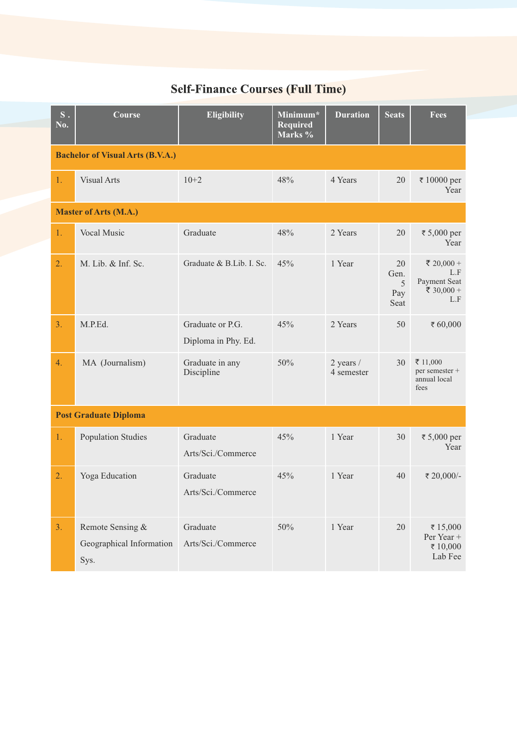## Self-Finance Courses (Full Time)

| S . No. | Course | Eligibility | Minimum* Required Marks % | Duration | Seats | Fees |
|---|---|---|---|---|---|---|
| **Bachelor of Visual Arts (B.V.A.)** | | | | | | |
| 1. | Visual Arts | 10+2 | 48% | 4 Years | 20 | ₹ 10000 per Year |
| **Master of Arts (M.A.)** | | | | | | |
| 1. | Vocal Music | Graduate | 48% | 2 Years | 20 | ₹ 5,000 per Year |
| 2. | M. Lib. & Inf. Sc. | Graduate & B.Lib. I. Sc. | 45% | 1 Year | 20 Gen. 5 Pay Seat | ₹ 20,000 + L.F Payment Seat ₹ 30,000 + L.F |
| 3. | M.P.Ed. | Graduate or P.G. Diploma in Phy. Ed. | 45% | 2 Years | 50 | ₹ 60,000 |
| 4. | MA (Journalism) | Graduate in any Discipline | 50% | 2 years / 4 semester | 30 | ₹ 11,000 per semester + annual local fees |
| **Post Graduate Diploma** | | | | | | |
| 1. | Population Studies | Graduate Arts/Sci./Commerce | 45% | 1 Year | 30 | ₹ 5,000 per Year |
| 2. | Yoga Education | Graduate Arts/Sci./Commerce | 45% | 1 Year | 40 | ₹ 20,000/- |
| 3. | Remote Sensing & Geographical Information Sys. | Graduate Arts/Sci./Commerce | 50% | 1 Year | 20 | ₹ 15,000 Per Year + ₹ 10,000 Lab Fee |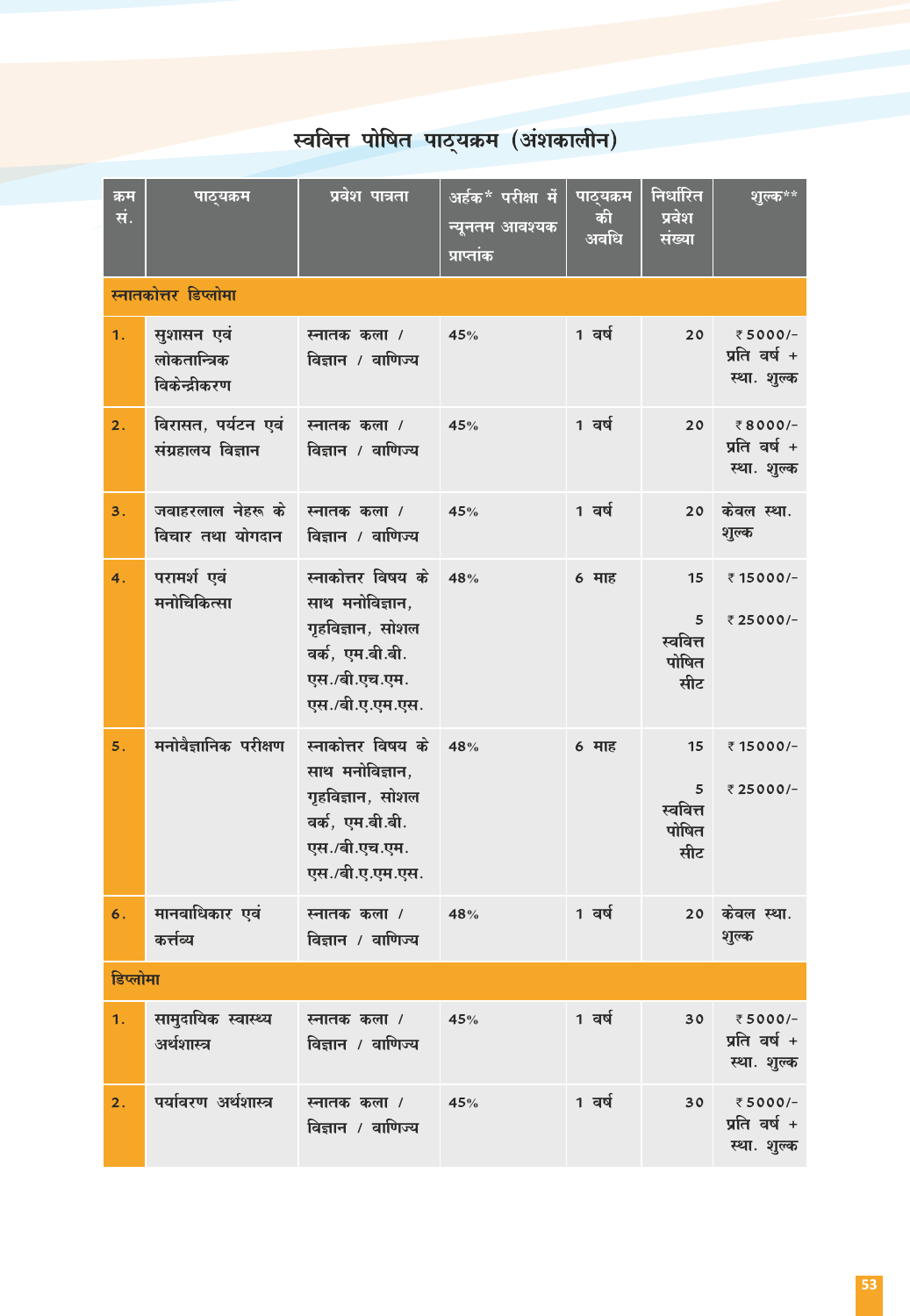## स्ववित्त पोषित पाठ्यक्रम (अंशकालीन)

| क्रम सं. | पाठ्यक्रम | प्रवेश पात्रता | अर्हक* परीक्षा में न्यूनतम आवश्यक प्राप्तांक | पाठ्यक्रम की अवधि | निर्धारित प्रवेश संख्या | शुल्क** |
|---|---|---|---|---|---|---|
| **स्नातकोत्तर डिप्लोमा** | | | | | | |
| 1. | सुशासन एवं लोकतान्त्रिक विकेन्द्रीकरण | स्नातक कला / विज्ञान / वाणिज्य | 45% | 1 वर्ष | 20 | ₹ 5000/- प्रति वर्ष + स्था. शुल्क |
| 2. | विरासत, पर्यटन एवं संग्रहालय विज्ञान | स्नातक कला / विज्ञान / वाणिज्य | 45% | 1 वर्ष | 20 | ₹ 8000/- प्रति वर्ष + स्था. शुल्क |
| 3. | जवाहरलाल नेहरू के विचार तथा योगदान | स्नातक कला / विज्ञान / वाणिज्य | 45% | 1 वर्ष | 20 | केवल स्था. शुल्क |
| 4. | परामर्श एवं मनोचिकित्सा | स्नाकोत्तर विषय के साथ मनोविज्ञान, गृहविज्ञान, सोशल वर्क, एम.बी.बी. एस./बी.एच.एम. एस./बी.ए.एम.एस. | 48% | 6 माह | 15<br>5 स्ववित्त पोषित सीट | ₹ 15000/-<br>₹ 25000/- |
| 5. | मनोवैज्ञानिक परीक्षण | स्नाकोत्तर विषय के साथ मनोविज्ञान, गृहविज्ञान, सोशल वर्क, एम.बी.बी. एस./बी.एच.एम. एस./बी.ए.एम.एस. | 48% | 6 माह | 15<br>5 स्ववित्त पोषित सीट | ₹ 15000/-<br>₹ 25000/- |
| 6. | मानवाधिकार एवं कर्त्तव्य | स्नातक कला / विज्ञान / वाणिज्य | 48% | 1 वर्ष | 20 | केवल स्था. शुल्क |
| **डिप्लोमा** | | | | | | |
| 1. | सामुदायिक स्वास्थ्य अर्थशास्त्र | स्नातक कला / विज्ञान / वाणिज्य | 45% | 1 वर्ष | 30 | ₹ 5000/- प्रति वर्ष + स्था. शुल्क |
| 2. | पर्यावरण अर्थशास्त्र | स्नातक कला / विज्ञान / वाणिज्य | 45% | 1 वर्ष | 30 | ₹ 5000/- प्रति वर्ष + स्था. शुल्क |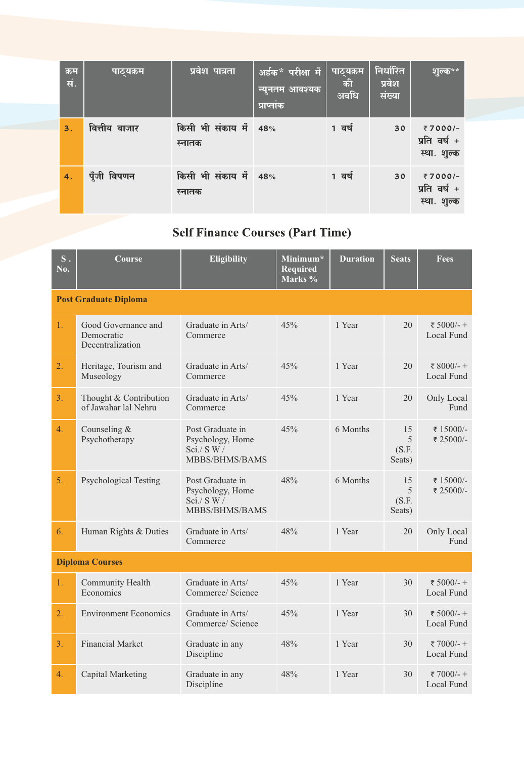| क्रम सं. | पाठ्यक्रम | प्रवेश पात्रता | अर्हक* परीक्षा में न्यूनतम आवश्यक प्राप्तांक | पाठ्यक्रम की अवधि | निर्धारित प्रवेश संख्या | शुल्क** |
|---|---|---|---|---|---|---|
| 3. | वित्तीय बाजार | किसी भी संकाय में स्नातक | 48% | 1 वर्ष | 30 | ₹7000/- प्रति वर्ष + स्था. शुल्क |
| 4. | पूँजी विपणन | किसी भी संकाय में स्नातक | 48% | 1 वर्ष | 30 | ₹7000/- प्रति वर्ष + स्था. शुल्क |

## Self Finance Courses (Part Time)

| S. No. | Course | Eligibility | Minimum* Required Marks % | Duration | Seats | Fees |
|---|---|---|---|---|---|---|
| **Post Graduate Diploma** | | | | | | |
| 1. | Good Governance and Democratic Decentralization | Graduate in Arts/ Commerce | 45% | 1 Year | 20 | ₹ 5000/- + Local Fund |
| 2. | Heritage, Tourism and Museology | Graduate in Arts/ Commerce | 45% | 1 Year | 20 | ₹ 8000/- + Local Fund |
| 3. | Thought & Contribution of Jawahar lal Nehru | Graduate in Arts/ Commerce | 45% | 1 Year | 20 | Only Local Fund |
| 4. | Counseling & Psychotherapy | Post Graduate in Psychology, Home Sci./ S W / MBBS/BHMS/BAMS | 45% | 6 Months | 15<br>5 (S.F. Seats) | ₹ 15000/-<br>₹ 25000/- |
| 5. | Psychological Testing | Post Graduate in Psychology, Home Sci./ S W / MBBS/BHMS/BAMS | 48% | 6 Months | 15<br>5 (S.F. Seats) | ₹ 15000/-<br>₹ 25000/- |
| 6. | Human Rights & Duties | Graduate in Arts/ Commerce | 48% | 1 Year | 20 | Only Local Fund |
| **Diploma Courses** | | | | | | |
| 1. | Community Health Economics | Graduate in Arts/ Commerce/ Science | 45% | 1 Year | 30 | ₹ 5000/- + Local Fund |
| 2. | Environment Economics | Graduate in Arts/ Commerce/ Science | 45% | 1 Year | 30 | ₹ 5000/- + Local Fund |
| 3. | Financial Market | Graduate in any Discipline | 48% | 1 Year | 30 | ₹ 7000/- + Local Fund |
| 4. | Capital Marketing | Graduate in any Discipline | 48% | 1 Year | 30 | ₹ 7000/- + Local Fund |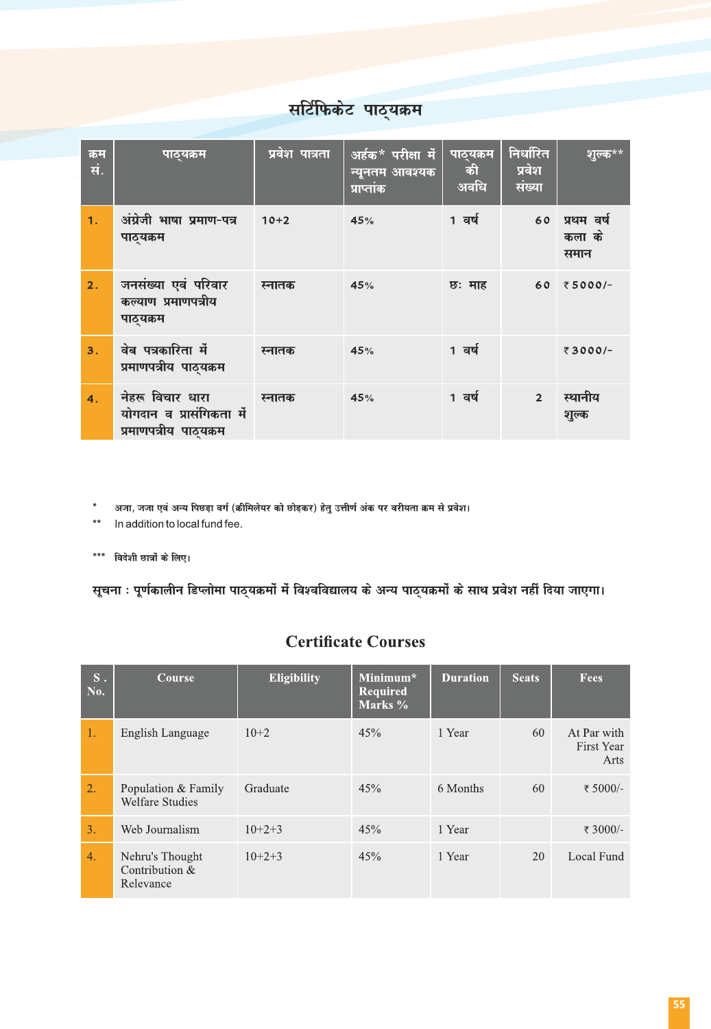## सर्टिफिकेट पाठ्यक्रम

| क्रम सं. | पाठ्यक्रम | प्रवेश पात्रता | अर्हक* परीक्षा में न्यूनतम आवश्यक प्राप्तांक | पाठ्यक्रम की अवधि | निर्धारित प्रवेश संख्या | शुल्क** |
|---|---|---|---|---|---|---|
| 1. | अंग्रेजी भाषा प्रमाण-पत्र पाठ्यक्रम | 10+2 | 45% | 1 वर्ष | 60 | प्रथम वर्ष कला के समान |
| 2. | जनसंख्या एवं परिवार कल्याण प्रमाणपत्रीय पाठ्यक्रम | स्नातक | 45% | छः माह | 60 | ₹ 5000/- |
| 3. | वेब पत्रकारिता में प्रमाणपत्रीय पाठ्यक्रम | स्नातक | 45% | 1 वर्ष | | ₹ 3000/- |
| 4. | नेहरू विचार धारा योगदान व प्रासंगिकता में प्रमाणपत्रीय पाठ्यक्रम | स्नातक | 45% | 1 वर्ष | 2 | स्थानीय शुल्क |

\* अजा, जजा एवं अन्य पिछड़ा वर्ग (क्रीमिलेयर को छोड़कर) हेतु उत्तीर्ण अंक पर वरीयता क्रम से प्रवेश।

\*\* In addition to local fund fee.

\*\*\* विदेशी छात्रों के लिए।

**सूचना : पूर्णकालीन डिप्लोमा पाठ्यक्रमों में विश्वविद्यालय के अन्य पाठ्यक्रमों के साथ प्रवेश नहीं दिया जाएगा।**

## Certificate Courses

| S. No. | Course | Eligibility | Minimum* Required Marks % | Duration | Seats | Fees |
|---|---|---|---|---|---|---|
| 1. | English Language | 10+2 | 45% | 1 Year | 60 | At Par with First Year Arts |
| 2. | Population & Family Welfare Studies | Graduate | 45% | 6 Months | 60 | ₹ 5000/- |
| 3. | Web Journalism | 10+2+3 | 45% | 1 Year | | ₹ 3000/- |
| 4. | Nehru's Thought Contribution & Relevance | 10+2+3 | 45% | 1 Year | 20 | Local Fund |